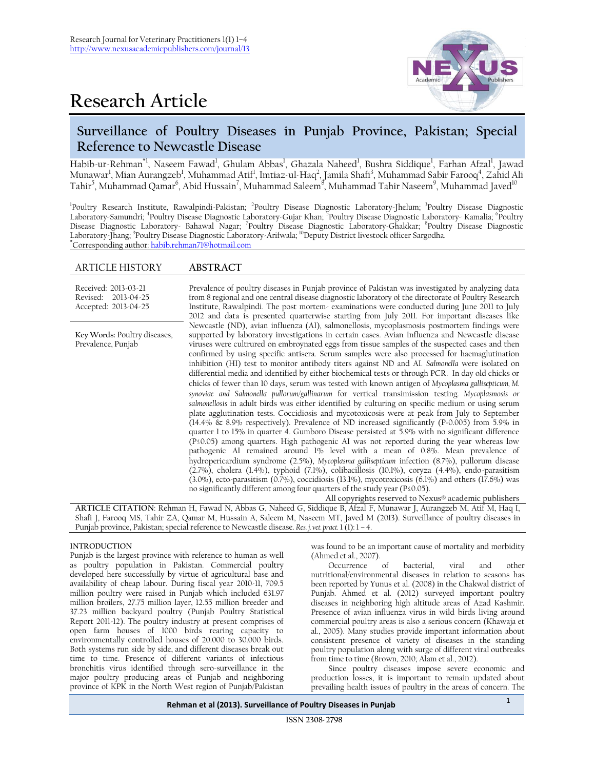# Research Article

## Surveillance of Poultry Diseases in Punjab Province, Pakistan; Special Reference to Newcastle Disease

Habib-ur-Rehman*[1], Naseem Fawad[1], Ghulam Abbas[1], Ghazala Naheed[1], Bushra Siddique[1], Farhan Afzal[1], Jawad Munawar[1], Mian Aurangzeb[1], Muhammad Atif[1], Imtiaz-ul-Haq[2], Jamila Shafi[3], Muhammad Sabir Farooq[4], Zahid Ali Tahir[5], Muhammad Qamar[6], Abid Hussain[7], Muhammad Saleem[8], Muhammad Tahir Naseem[9], Muhammad Javed[10]

[1]Poultry Research Institute, Rawalpindi-Pakistan; [2]Poultry Disease Diagnostic Laboratory-Jhelum; [3]Poultry Disease Diagnostic Laboratory-Samundri; [4]Poultry Disease Diagnostic Laboratory-Gujar Khan; [5]Poultry Disease Diagnostic Laboratory- Kamalia; [6]Poultry Disease Diagnostic Laboratory- Bahawal Nagar; [7]Poultry Disease Diagnostic Laboratory-Ghakkar; [8]Poultry Disease Diagnostic Laboratory-Jhang; [9]Poultry Disease Diagnostic Laboratory-Arifwala; [10]Deputy District livestock officer Sargodha.
*Corresponding author: habib.rehman71@hotmail.com

**ARTICLE HISTORY**

Received: 2013-03-21
Revised: 2013-04-25
Accepted: 2013-04-25

**Key Words:** Poultry diseases, Prevalence, Punjab

**ABSTRACT**

Prevalence of poultry diseases in Punjab province of Pakistan was investigated by analyzing data from 8 regional and one central disease diagnostic laboratory of the directorate of Poultry Research Institute, Rawalpindi. The post mortem- examinations were conducted during June 2011 to July 2012 and data is presented quarterwise starting from July 2011. For important diseases like Newcastle (ND), avian influenza (AI), salmonellosis, mycoplasmosis postmortem findings were supported by laboratory investigations in certain cases. Avian Influenza and Newcastle disease viruses were cultured on embroynated eggs from tissue samples of the suspected cases and then confirmed by using specific antisera. Serum samples were also processed for haemaglutination inhibition (HI) test to monitor antibody titers against ND and AI. *Salmonella* were isolated on differential media and identified by either biochemical tests or through PCR. In day old chicks or chicks of fewer than 10 days, serum was tested with known antigen of *Mycoplasma gallisepticum, M. synoviae and Salmonella pullorum/gallinarum* for vertical transimission testing. *Mycoplasmosis or salmonellosis* in adult birds was either identified by culturing on specific medium or using serum plate agglutination tests. Coccidiosis and mycotoxicosis were at peak from July to September (14.4% & 8.9% respectively). Prevalence of ND increased significantly (P=0.005) from 5.9% in quarter 1 to 15% in quarter 4. Gumboro Disease persisted at 5.9% with no significant difference (P≤0.05) among quarters. High pathogenic AI was not reported during the year whereas low pathogenic AI remained around 1% level with a mean of 0.8%. Mean prevalence of hydropericardium syndrome (2.5%), *Mycoplasma gallisepticum* infection (8.7%), pullorum disease (2.7%), cholera (1.4%), typhoid (7.1%), colibacillosis (10.1%), coryza (4.4%), endo-parasitism (3.0%), ecto-parasitism (0.7%), coccidiosis (13.1%), mycotoxicosis (6.1%) and others (17.6%) was no significantly different among four quarters of the study year (P≤0.05).

All copyrights reserved to Nexus® academic publishers

**ARTICLE CITATION**: Rehman H, Fawad N, Abbas G, Naheed G, Siddique B, Afzal F, Munawar J, Aurangzeb M, Atif M, Haq I, Shafi J, Farooq MS, Tahir ZA, Qamar M, Hussain A, Saleem M, Naseem MT, Javed M (2013). Surveillance of poultry diseases in Punjab province, Pakistan; special reference to Newcastle disease. *Res. j. vet. pract.* 1 (1): 1 – 4.

## INTRODUCTION

Punjab is the largest province with reference to human as well as poultry population in Pakistan. Commercial poultry developed here successfully by virtue of agricultural base and availability of cheap labour. During fiscal year 2010-11, 709.5 million poultry were raised in Punjab which included 631.97 million broilers, 27.75 million layer, 12.55 million breeder and 37.23 million backyard poultry (Punjab Poultry Statistical Report 2011-12). The poultry industry at present comprises of open farm houses of 1000 birds rearing capacity to environmentally controlled houses of 20.000 to 30.000 birds. Both systems run side by side, and different diseases break out time to time. Presence of different variants of infectious bronchitis virus identified through sero-surveillance in the major poultry producing areas of Punjab and neighboring province of KPK in the North West region of Punjab/Pakistan was found to be an important cause of mortality and morbidity (Ahmed et al., 2007).

Occurrence of bacterial, viral and other nutritional/environmental diseases in relation to seasons has been reported by Yunus et al. (2008) in the Chakwal district of Punjab. Ahmed et al. (2012) surveyed important poultry diseases in neighboring high altitude areas of Azad Kashmir. Presence of avian influenza virus in wild birds living around commercial poultry areas is also a serious concern (Khawaja et al., 2005). Many studies provide important information about consistent presence of variety of diseases in the standing poultry population along with surge of different viral outbreaks from time to time (Brown, 2010; Alam et al., 2012).

Since poultry diseases impose severe economic and production losses, it is important to remain updated about prevailing health issues of poultry in the areas of concern. The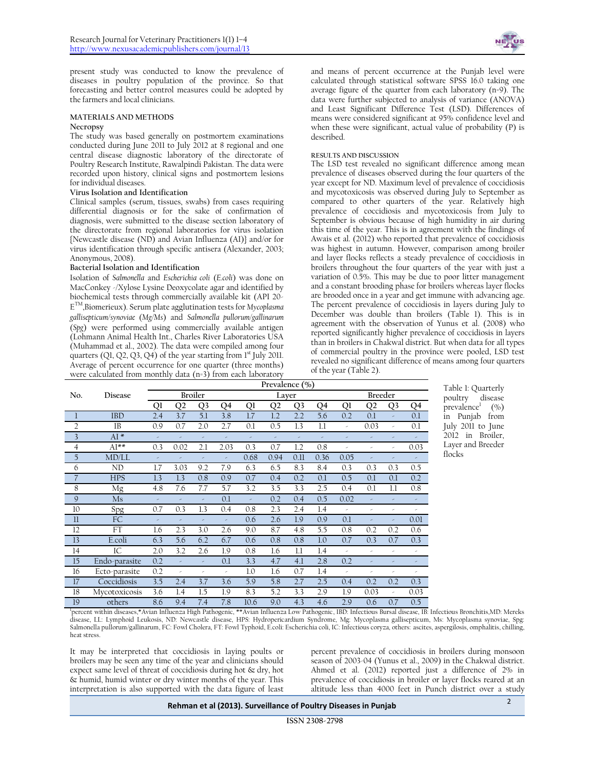present study was conducted to know the prevalence of diseases in poultry population of the province. So that forecasting and better control measures could be adopted by the farmers and local clinicians.

## MATERIALS AND METHODS

### Necropsy

The study was based generally on postmortem examinations conducted during June 2011 to July 2012 at 8 regional and one central disease diagnostic laboratory of the directorate of Poultry Research Institute, Rawalpindi Pakistan. The data were recorded upon history, clinical signs and postmortem lesions for individual diseases.

### Virus Isolation and Identification

Clinical samples (serum, tissues, swabs) from cases requiring differential diagnosis or for the sake of confirmation of diagnosis, were submitted to the disease section laboratory of the directorate from regional laboratories for virus isolation {Newcastle disease (ND) and Avian Influenza (AI)} and/or for virus identification through specific antisera (Alexander, 2003; Anonymous, 2008).

### Bacterial Isolation and Identification

Isolation of *Salmonella* and *Escherichia coli* (*E.coli*) was done on MacConkey -/Xylose Lysine Deoxycolate agar and identified by biochemical tests through commercially available kit (API 20-E™,Biomerieux). Serum plate agglutination tests for *Mycoplasma gallisepticum/synoviae* (*Mg/Ms*) and *Salmonella pullorum/gallinarum* (*Spg*) were performed using commercially available antigen (Lohmann Animal Health Int., Charles River Laboratories USA (Muhammad et al., 2002). The data were compiled among four quarters (Q1, Q2, Q3, Q4) of the year starting from 1st July 2011. Average of percent occurrence for one quarter (three months) were calculated from monthly data (n=3) from each laboratory and means of percent occurrence at the Punjab level were calculated through statistical software SPSS 16.0 taking one average figure of the quarter from each laboratory (n=9). The data were further subjected to analysis of variance (ANOVA) and Least Significant Difference Test (LSD). Differences of means were considered significant at 95% confidence level and when these were significant, actual value of probability (P) is described.

## RESULTS AND DISCUSSION

The LSD test revealed no significant difference among mean prevalence of diseases observed during the four quarters of the year except for ND. Maximum level of prevalence of coccidiosis and mycotoxicosis was observed during July to September as compared to other quarters of the year. Relatively high prevalence of coccidiosis and mycotoxicosis from July to September is obvious because of high humidity in air during this time of the year. This is in agreement with the findings of Awais et al. (2012) who reported that prevalence of coccidiosis was highest in autumn. However, comparison among broiler and layer flocks reflects a steady prevalence of coccidiosis in broilers throughout the four quarters of the year with just a variation of 0.5%. This may be due to poor litter management and a constant brooding phase for broilers whereas layer flocks are brooded once in a year and get immune with advancing age. The percent prevalence of coccidiosis in layers during July to December was double than broilers (Table 1). This is in agreement with the observation of Yunus et al. (2008) who reported significantly higher prevalence of coccidiosis in layers than in broilers in Chakwal district. But when data for all types of commercial poultry in the province were pooled, LSD test revealed no significant difference of means among four quarters of the year (Table 2).

Table 1: Quarterly poultry disease prevalence[1] (%) in Punjab from July 2011 to June 2012 in Broiler, Layer and Breeder flocks

| No. | Disease | Prevalence (%) | | | | | | | | | | | |
|---|---|---|---|---|---|---|---|---|---|---|---|---|---|
| | | Broiler | | | | Layer | | | | Breeder | | | |
| | | Q1 | Q2 | Q3 | Q4 | Q1 | Q2 | Q3 | Q4 | Q1 | Q2 | Q3 | Q4 |
| 1 | IBD | 2.4 | 3.7 | 5.1 | 3.8 | 1.7 | 1.2 | 2.2 | 5.6 | 0.2 | 0.1 | - | 0.1 |
| 2 | IB | 0.9 | 0.7 | 2.0 | 2.7 | 0.1 | 0.5 | 1.3 | 1.1 | - | 0.03 | - | 0.1 |
| 3 | AI * | - | - | - | - | - | - | - | - | - | - | - | - |
| 4 | AI** | 0.3 | 0.02 | 2.1 | 2.03 | 0.3 | 0.7 | 1.2 | 0.8 | - | - | - | 0.03 |
| 5 | MD/LL | - | - | - | - | 0.68 | 0.94 | 0.11 | 0.36 | 0.05 | - | - | - |
| 6 | ND | 1.7 | 3.03 | 9.2 | 7.9 | 6.3 | 6.5 | 8.3 | 8.4 | 0.3 | 0.3 | 0.3 | 0.5 |
| 7 | HPS | 1.3 | 1.3 | 0.8 | 0.9 | 0.7 | 0.4 | 0.2 | 0.1 | 0.5 | 0.1 | 0.1 | 0.2 |
| 8 | Mg | 4.8 | 7.6 | 7.7 | 5.7 | 3.2 | 3.5 | 3.3 | 2.5 | 0.4 | 0.1 | 1.1 | 0.8 |
| 9 | Ms | - | - | - | 0.1 | - | 0.2 | 0.4 | 0.5 | 0.02 | - | - | - |
| 10 | Spg | 0.7 | 0.3 | 1.3 | 0.4 | 0.8 | 2.3 | 2.4 | 1.4 | - | - | - | - |
| 11 | FC | - | - | - | - | 0.6 | 2.6 | 1.9 | 0.9 | 0.1 | - | - | 0.01 |
| 12 | FT | 1.6 | 2.3 | 3.0 | 2.6 | 9.0 | 8.7 | 4.8 | 5.5 | 0.8 | 0.2 | 0.2 | 0.6 |
| 13 | E.coli | 6.3 | 5.6 | 6.2 | 6.7 | 0.6 | 0.8 | 0.8 | 1.0 | 0.7 | 0.3 | 0.7 | 0.3 |
| 14 | IC | 2.0 | 3.2 | 2.6 | 1.9 | 0.8 | 1.6 | 1.1 | 1.4 | - | - | - | - |
| 15 | Endo-parasite | 0.2 | - | - | 0.1 | 3.3 | 4.7 | 4.1 | 2.8 | 0.2 | - | - | - |
| 16 | Ecto-parasite | 0.2 | - | - | - | 1.0 | 1.6 | 0.7 | 1.4 | - | - | - | - |
| 17 | Coccidiosis | 3.5 | 2.4 | 3.7 | 3.6 | 5.9 | 5.8 | 2.7 | 2.5 | 0.4 | 0.2 | 0.2 | 0.3 |
| 18 | Mycotoxicosis | 3.6 | 1.4 | 1.5 | 1.9 | 8.3 | 5.2 | 3.3 | 2.9 | 1.9 | 0.03 | - | 0.03 |
| 19 | others | 8.6 | 9.4 | 7.4 | 7.8 | 10.6 | 9.0 | 4.3 | 4.6 | 2.9 | 0.6 | 0.7 | 0.5 |

[1]percent within diseases,*Avian Influenza High Pathogenic, **Avian Influenza Low Pathogenic, IBD: Infectious Bursal disease, IB: Infectious Bronchitis,MD: Mereks disease, LL: Lymphoid Leukosis, ND: Newcastle disease, HPS: Hydropericardium Syndrome, Mg: Mycoplasma gallisepticum, Ms: Mycoplasma synoviae, Spg: Salmonella pullorum/gallinarum, FC: Fowl Cholera, FT: Fowl Typhoid, E.coli: Escherichia coli, IC: Infectious coryza, others: ascites, aspergilosis, omphalitis, chilling, heat stress.

It may be interpreted that coccidiosis in laying poults or broilers may be seen any time of the year and clinicians should expect same level of threat of coccidiosis during hot & dry, hot & humid, humid winter or dry winter months of the year. This interpretation is also supported with the data figure of least percent prevalence of coccidiosis in broilers during monsoon season of 2003-04 (Yunus et al., 2009) in the Chakwal district. Ahmed et al. (2012) reported just a difference of 2% in prevalence of coccidiosis in broiler or layer flocks reared at an altitude less than 4000 feet in Punch district over a study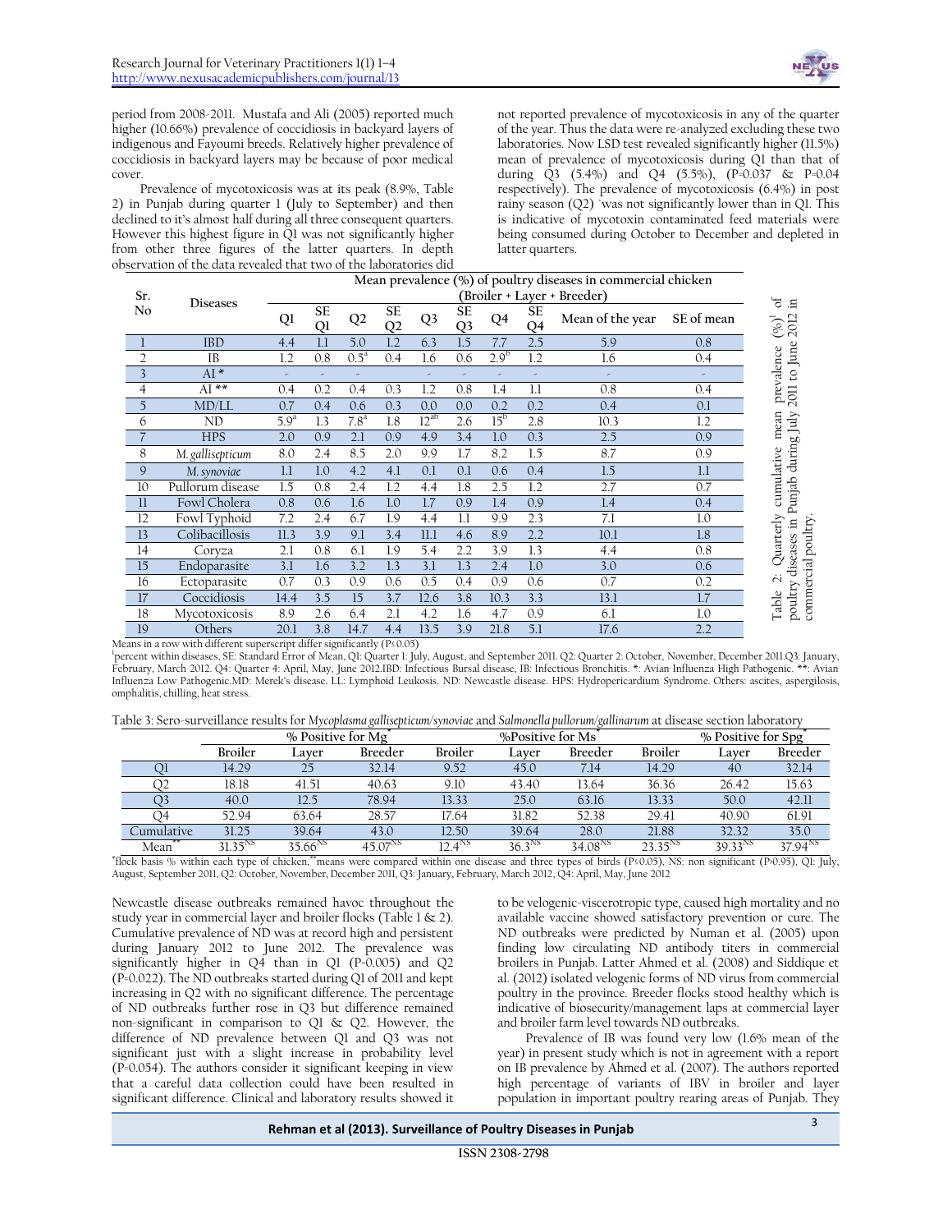period from 2008-2011. Mustafa and Ali (2005) reported much higher (10.66%) prevalence of coccidiosis in backyard layers of indigenous and Fayoumi breeds. Relatively higher prevalence of coccidiosis in backyard layers may be because of poor medical cover.

Prevalence of mycotoxicosis was at its peak (8.9%, Table 2) in Punjab during quarter 1 (July to September) and then declined to it's almost half during all three consequent quarters. However this highest figure in Q1 was not significantly higher from other three figures of the latter quarters. In depth observation of the data revealed that two of the laboratories did not reported prevalence of mycotoxicosis in any of the quarter of the year. Thus the data were re-analyzed excluding these two laboratories. Now LSD test revealed significantly higher (11.5%) mean of prevalence of mycotoxicosis during Q1 than that of during Q3 (5.4%) and Q4 (5.5%), (P=0.037 & P=0.04 respectively). The prevalence of mycotoxicosis (6.4%) in post rainy season (Q2) `was not significantly lower than in Q1. This is indicative of mycotoxin contaminated feed materials were being consumed during October to December and depleted in latter quarters.

Table 2: Quarterly cumulative mean prevalence (%)[1] of poultry diseases in Punjab during July 2011 to June 2012 in commercial poultry.

| Sr. No | Diseases | Mean prevalence (%) of poultry diseases in commercial chicken (Broiler + Layer + Breeder) | | | | | | | | | |
|---|---|---|---|---|---|---|---|---|---|---|---|
| | | Q1 | SE Q1 | Q2 | SE Q2 | Q3 | SE Q3 | Q4 | SE Q4 | Mean of the year | SE of mean |
| 1 | IBD | 4.4 | 1.1 | 5.0 | 1.2 | 6.3 | 1.5 | 7.7 | 2.5 | 5.9 | 0.8 |
| 2 | IB | 1.2 | 0.8 | 0.5$^{a}$ | 0.4 | 1.6 | 0.6 | 2.9$^{b}$ | 1.2 | 1.6 | 0.4 |
| 3 | AI * | - | - | - | | - | - | - | - | - | - |
| 4 | AI ** | 0.4 | 0.2 | 0.4 | 0.3 | 1.2 | 0.8 | 1.4 | 1.1 | 0.8 | 0.4 |
| 5 | MD/LL | 0.7 | 0.4 | 0.6 | 0.3 | 0.0 | 0.0 | 0.2 | 0.2 | 0.4 | 0.1 |
| 6 | ND | 5.9$^{a}$ | 1.3 | 7.8$^{a}$ | 1.8 | 12$^{ab}$ | 2.6 | 15$^{b}$ | 2.8 | 10.3 | 1.2 |
| 7 | HPS | 2.0 | 0.9 | 2.1 | 0.9 | 4.9 | 3.4 | 1.0 | 0.3 | 2.5 | 0.9 |
| 8 | *M. gallisepticum* | 8.0 | 2.4 | 8.5 | 2.0 | 9.9 | 1.7 | 8.2 | 1.5 | 8.7 | 0.9 |
| 9 | *M. synoviae* | 1.1 | 1.0 | 4.2 | 4.1 | 0.1 | 0.1 | 0.6 | 0.4 | 1.5 | 1.1 |
| 10 | Pullorum disease | 1.5 | 0.8 | 2.4 | 1.2 | 4.4 | 1.8 | 2.5 | 1.2 | 2.7 | 0.7 |
| 11 | Fowl Cholera | 0.8 | 0.6 | 1.6 | 1.0 | 1.7 | 0.9 | 1.4 | 0.9 | 1.4 | 0.4 |
| 12 | Fowl Typhoid | 7.2 | 2.4 | 6.7 | 1.9 | 4.4 | 1.1 | 9.9 | 2.3 | 7.1 | 1.0 |
| 13 | Colibacillosis | 11.3 | 3.9 | 9.1 | 3.4 | 11.1 | 4.6 | 8.9 | 2.2 | 10.1 | 1.8 |
| 14 | Coryza | 2.1 | 0.8 | 6.1 | 1.9 | 5.4 | 2.2 | 3.9 | 1.3 | 4.4 | 0.8 |
| 15 | Endoparasite | 3.1 | 1.6 | 3.2 | 1.3 | 3.1 | 1.3 | 2.4 | 1.0 | 3.0 | 0.6 |
| 16 | Ectoparasite | 0.7 | 0.3 | 0.9 | 0.6 | 0.5 | 0.4 | 0.9 | 0.6 | 0.7 | 0.2 |
| 17 | Coccidiosis | 14.4 | 3.5 | 15 | 3.7 | 12.6 | 3.8 | 10.3 | 3.3 | 13.1 | 1.7 |
| 18 | Mycotoxicosis | 8.9 | 2.6 | 6.4 | 2.1 | 4.2 | 1.6 | 4.7 | 0.9 | 6.1 | 1.0 |
| 19 | Others | 20.1 | 3.8 | 14.7 | 4.4 | 13.5 | 3.9 | 21.8 | 5.1 | 17.6 | 2.2 |

Means in a row with different superscript differ significantly ($P \leq 0.05$)

[1]percent within diseases, SE: Standard Error of Mean, Q1: Quarter 1: July, August, and September 2011. Q2: Quarter 2: October, November, December 2011.Q3: January, February, March 2012. Q4: Quarter 4: April, May, June 2012.IBD: Infectious Bursal disease, IB: Infectious Bronchitis. *: Avian Influenza High Pathogenic. **: Avian Influenza Low Pathogenic.MD: Merek's disease. LL: Lymphoid Leukosis. ND: Newcastle disease. HPS: Hydropericardium Syndrome. Others: ascites, aspergilosis, omphalitis, chilling, heat stress.

Table 3: Sero-surveillance results for *Mycoplasma gallisepticum/synoviae* and *Salmonella pullorum/gallinarum* at disease section laboratory

| | % Positive for Mg* | | | %Positive for Ms* | | | % Positive for Spg* | | |
|---|---|---|---|---|---|---|---|---|---|
| | Broiler | Layer | Breeder | Broiler | Layer | Breeder | Broiler | Layer | Breeder |
| Q1 | 14.29 | 25 | 32.14 | 9.52 | 45.0 | 7.14 | 14.29 | 40 | 32.14 |
| Q2 | 18.18 | 41.51 | 40.63 | 9.10 | 43.40 | 13.64 | 36.36 | 26.42 | 15.63 |
| Q3 | 40.0 | 12.5 | 78.94 | 13.33 | 25.0 | 63.16 | 13.33 | 50.0 | 42.11 |
| Q4 | 52.94 | 63.64 | 28.57 | 17.64 | 31.82 | 52.38 | 29.41 | 40.90 | 61.91 |
| Cumulative | 31.25 | 39.64 | 43.0 | 12.50 | 39.64 | 28.0 | 21.88 | 32.32 | 35.0 |
| Mean** | 31.35$^{NS}$ | 35.66$^{NS}$ | 45.07$^{NS}$ | 12.4$^{NS}$ | 36.3$^{NS}$ | 34.08$^{NS}$ | 23.35$^{NS}$ | 39.33$^{NS}$ | 37.94$^{NS}$ |

*flock basis % within each type of chicken,**means were compared within one disease and three types of birds ($P \leq 0.05$), NS: non significant ($P > 0.95$), Q1: July, August, September 2011, Q2: October, November, December 2011, Q3: January, February, March 2012, Q4: April, May, June 2012

Newcastle disease outbreaks remained havoc throughout the study year in commercial layer and broiler flocks (Table 1 & 2). Cumulative prevalence of ND was at record high and persistent during January 2012 to June 2012. The prevalence was significantly higher in Q4 than in Q1 (P=0.005) and Q2 (P=0.022). The ND outbreaks started during Q1 of 2011 and kept increasing in Q2 with no significant difference. The percentage of ND outbreaks further rose in Q3 but difference remained non-significant in comparison to Q1 & Q2. However, the difference of ND prevalence between Q1 and Q3 was not significant just with a slight increase in probability level (P=0.054). The authors consider it significant keeping in view that a careful data collection could have been resulted in significant difference. Clinical and laboratory results showed it to be velogenic-viscerotropic type, caused high mortality and no available vaccine showed satisfactory prevention or cure. The ND outbreaks were predicted by Numan et al. (2005) upon finding low circulating ND antibody titers in commercial broilers in Punjab. Latter Ahmed et al. (2008) and Siddique et al. (2012) isolated velogenic forms of ND virus from commercial poultry in the province. Breeder flocks stood healthy which is indicative of biosecurity/management laps at commercial layer and broiler farm level towards ND outbreaks.

Prevalence of IB was found very low (1.6% mean of the year) in present study which is not in agreement with a report on IB prevalence by Ahmed et al. (2007). The authors reported high percentage of variants of IBV in broiler and layer population in important poultry rearing areas of Punjab. They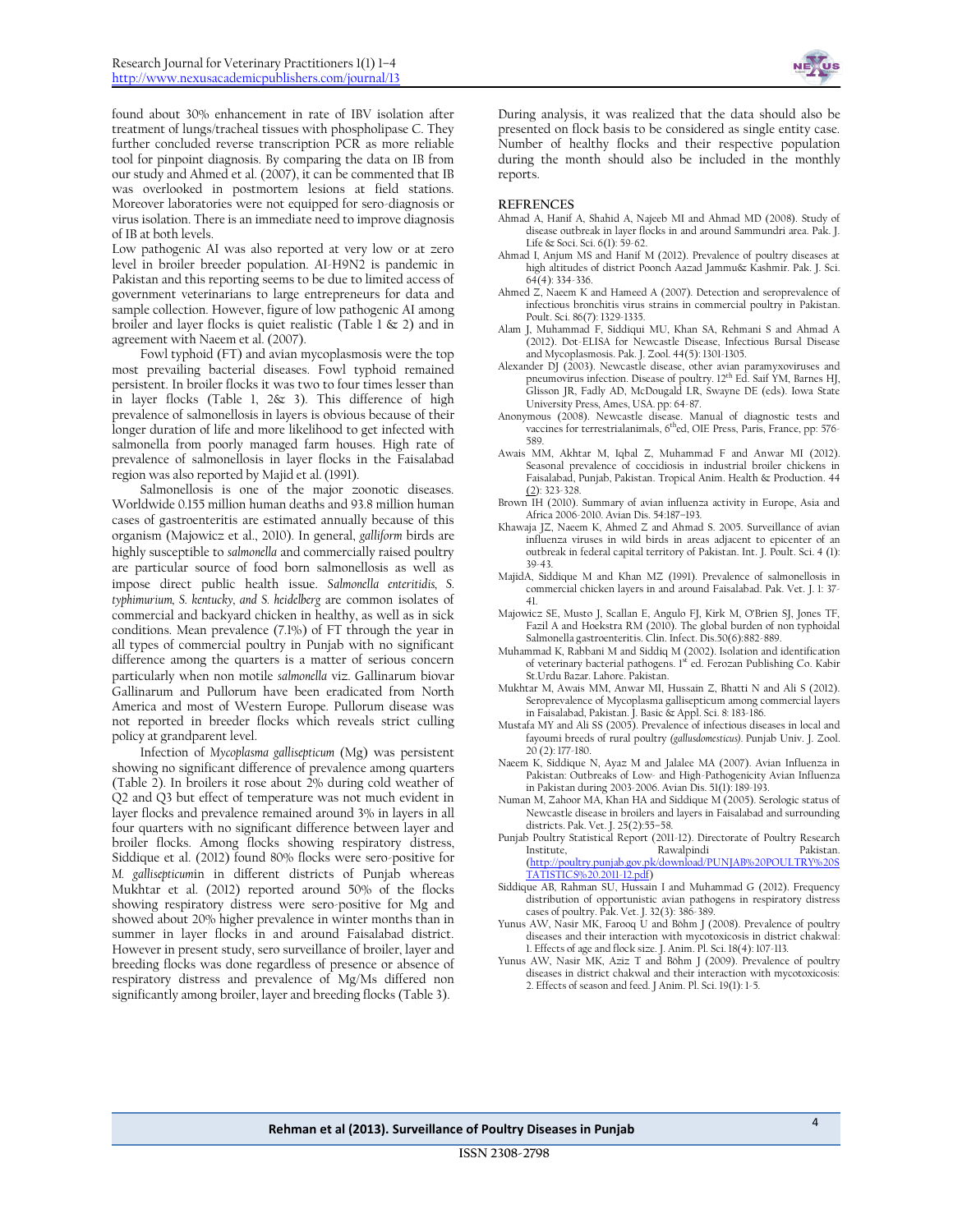found about 30% enhancement in rate of IBV isolation after treatment of lungs/tracheal tissues with phospholipase C. They further concluded reverse transcription PCR as more reliable tool for pinpoint diagnosis. By comparing the data on IB from our study and Ahmed et al. (2007), it can be commented that IB was overlooked in postmortem lesions at field stations. Moreover laboratories were not equipped for sero-diagnosis or virus isolation. There is an immediate need to improve diagnosis of IB at both levels.

Low pathogenic AI was also reported at very low or at zero level in broiler breeder population. AI-H9N2 is pandemic in Pakistan and this reporting seems to be due to limited access of government veterinarians to large entrepreneurs for data and sample collection. However, figure of low pathogenic AI among broiler and layer flocks is quiet realistic (Table 1 & 2) and in agreement with Naeem et al. (2007).

Fowl typhoid (FT) and avian mycoplasmosis were the top most prevailing bacterial diseases. Fowl typhoid remained persistent. In broiler flocks it was two to four times lesser than in layer flocks (Table 1, 2& 3). This difference of high prevalence of salmonellosis in layers is obvious because of their longer duration of life and more likelihood to get infected with salmonella from poorly managed farm houses. High rate of prevalence of salmonellosis in layer flocks in the Faisalabad region was also reported by Majid et al. (1991).

Salmonellosis is one of the major zoonotic diseases. Worldwide 0.155 million human deaths and 93.8 million human cases of gastroenteritis are estimated annually because of this organism (Majowicz et al., 2010). In general, *galliform* birds are highly susceptible to *salmonella* and commercially raised poultry are particular source of food born salmonellosis as well as impose direct public health issue. *Salmonella enteritidis, S. typhimurium, S. kentucky, and S. heidelberg* are common isolates of commercial and backyard chicken in healthy, as well as in sick conditions. Mean prevalence (7.1%) of FT through the year in all types of commercial poultry in Punjab with no significant difference among the quarters is a matter of serious concern particularly when non motile *salmonella* viz. Gallinarum biovar Gallinarum and Pullorum have been eradicated from North America and most of Western Europe. Pullorum disease was not reported in breeder flocks which reveals strict culling policy at grandparent level.

Infection of *Mycoplasma gallisepticum* (Mg) was persistent showing no significant difference of prevalence among quarters (Table 2). In broilers it rose about 2% during cold weather of Q2 and Q3 but effect of temperature was not much evident in layer flocks and prevalence remained around 3% in layers in all four quarters with no significant difference between layer and broiler flocks. Among flocks showing respiratory distress, Siddique et al. (2012) found 80% flocks were sero-positive for *M. gallisepticum*in in different districts of Punjab whereas Mukhtar et al. (2012) reported around 50% of the flocks showing respiratory distress were sero-positive for Mg and showed about 20% higher prevalence in winter months than in summer in layer flocks in and around Faisalabad district. However in present study, sero surveillance of broiler, layer and breeding flocks was done regardless of presence or absence of respiratory distress and prevalence of Mg/Ms differed non significantly among broiler, layer and breeding flocks (Table 3).

During analysis, it was realized that the data should also be presented on flock basis to be considered as single entity case. Number of healthy flocks and their respective population during the month should also be included in the monthly reports.

## REFRENCES

- Ahmad A, Hanif A, Shahid A, Najeeb MI and Ahmad MD (2008). Study of disease outbreak in layer flocks in and around Sammundri area. Pak. J. Life & Soci. Sci. 6(1): 59-62.
- Ahmad I, Anjum MS and Hanif M (2012). Prevalence of poultry diseases at high altitudes of district Poonch Aazad Jammu& Kashmir. Pak. J. Sci. 64(4): 334-336.
- Ahmed Z, Naeem K and Hameed A (2007). Detection and seroprevalence of infectious bronchitis virus strains in commercial poultry in Pakistan. Poult. Sci. 86(7): 1329-1335.
- Alam J, Muhammad F, Siddiqui MU, Khan SA, Rehmani S and Ahmad A (2012). Dot-ELISA for Newcastle Disease, Infectious Bursal Disease and Mycoplasmosis. Pak. J. Zool. 44(5): 1301-1305.
- Alexander DJ (2003). Newcastle disease, other avian paramyxoviruses and pneumovirus infection. Disease of poultry. 12th Ed. Saif YM, Barnes HJ, Glisson JR, Fadly AD, McDougald LR, Swayne DE (eds). Iowa State University Press, Ames, USA. pp: 64-87.
- Anonymous (2008). Newcastle disease. Manual of diagnostic tests and vaccines for terrestrialanimals, 6thed, OIE Press, Paris, France, pp: 576-589.
- Awais MM, Akhtar M, Iqbal Z, Muhammad F and Anwar MI (2012). Seasonal prevalence of coccidiosis in industrial broiler chickens in Faisalabad, Punjab, Pakistan. Tropical Anim. Health & Production. 44 (2): 323-328.
- Brown IH (2010). Summary of avian influenza activity in Europe, Asia and Africa 2006-2010. Avian Dis. 54:187–193.
- Khawaja JZ, Naeem K, Ahmed Z and Ahmad S. 2005. Surveillance of avian influenza viruses in wild birds in areas adjacent to epicenter of an outbreak in federal capital territory of Pakistan. Int. J. Poult. Sci. 4 (1): 39-43.
- MajidA, Siddique M and Khan MZ (1991). Prevalence of salmonellosis in commercial chicken layers in and around Faisalabad. Pak. Vet. J. 1: 37-41.
- Majowicz SE, Musto J, Scallan E, Angulo FJ, Kirk M, O'Brien SJ, Jones TF, Fazil A and Hoekstra RM (2010). The global burden of non typhoidal Salmonella gastroenteritis. Clin. Infect. Dis.50(6):882-889.
- Muhammad K, Rabbani M and Siddiq M (2002). Isolation and identification of veterinary bacterial pathogens. 1st ed. Ferozan Publishing Co. Kabir St.Urdu Bazar. Lahore. Pakistan.
- Mukhtar M, Awais MM, Anwar MI, Hussain Z, Bhatti N and Ali S (2012). Seroprevalence of Mycoplasma gallisepticum among commercial layers in Faisalabad, Pakistan. J. Basic & Appl. Sci. 8: 183-186.
- Mustafa MY and Ali SS (2005). Prevalence of infectious diseases in local and fayoumi breeds of rural poultry *(gallusdomesticus)*. Punjab Univ. J. Zool. 20 (2): 177-180.
- Naeem K, Siddique N, Ayaz M and Jalalee MA (2007). Avian Influenza in Pakistan: Outbreaks of Low- and High-Pathogenicity Avian Influenza in Pakistan during 2003-2006. Avian Dis. 51(1): 189-193.
- Numan M, Zahoor MA, Khan HA and Siddique M (2005). Serologic status of Newcastle disease in broilers and layers in Faisalabad and surrounding districts. Pak. Vet. J. 25(2):55–58.
- Punjab Poultry Statistical Report (2011-12). Directorate of Poultry Research Institute, Rawalpindi Pakistan. (http://poultry.punjab.gov.pk/download/PUNJAB%20POULTRY%20STATISTICS%20.2011-12.pdf)
- Siddique AB, Rahman SU, Hussain I and Muhammad G (2012). Frequency distribution of opportunistic avian pathogens in respiratory distress cases of poultry. Pak. Vet. J. 32(3): 386-389.
- Yunus AW, Nasir MK, Farooq U and Böhm J (2008). Prevalence of poultry diseases and their interaction with mycotoxicosis in district chakwal: 1. Effects of age and flock size. J. Anim. Pl. Sci. 18(4): 107-113.
- Yunus AW, Nasir MK, Aziz T and Böhm J (2009). Prevalence of poultry diseases in district chakwal and their interaction with mycotoxicosis: 2. Effects of season and feed. J Anim. Pl. Sci. 19(1): 1-5.